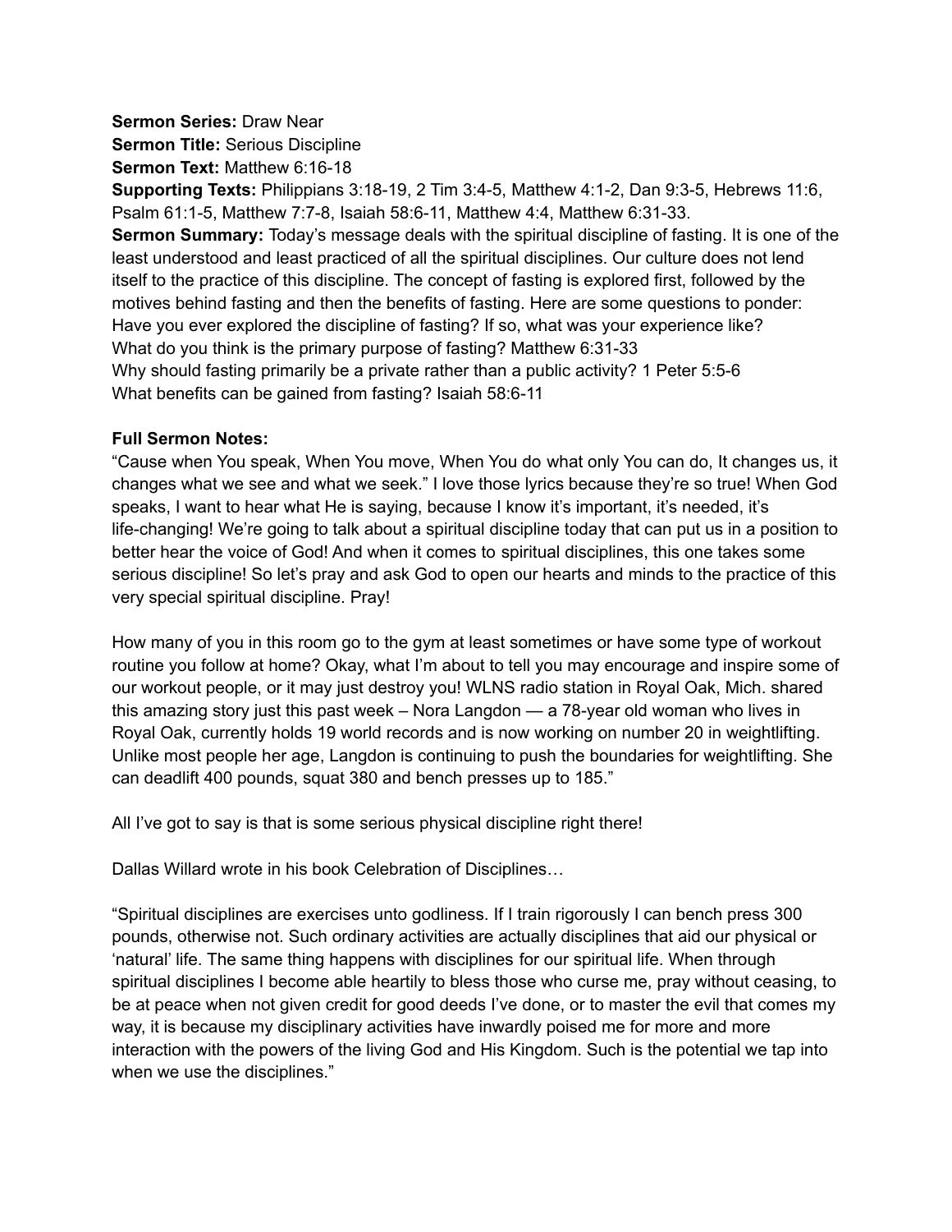**Sermon Series:** Draw Near
**Sermon Title:** Serious Discipline
**Sermon Text:** Matthew 6:16-18
**Supporting Texts:** Philippians 3:18-19, 2 Tim 3:4-5, Matthew 4:1-2, Dan 9:3-5, Hebrews 11:6, Psalm 61:1-5, Matthew 7:7-8, Isaiah 58:6-11, Matthew 4:4, Matthew 6:31-33.
**Sermon Summary:** Today's message deals with the spiritual discipline of fasting. It is one of the least understood and least practiced of all the spiritual disciplines. Our culture does not lend itself to the practice of this discipline. The concept of fasting is explored first, followed by the motives behind fasting and then the benefits of fasting. Here are some questions to ponder:
Have you ever explored the discipline of fasting? If so, what was your experience like?
What do you think is the primary purpose of fasting? Matthew 6:31-33
Why should fasting primarily be a private rather than a public activity? 1 Peter 5:5-6
What benefits can be gained from fasting? Isaiah 58:6-11

**Full Sermon Notes:**
"Cause when You speak, When You move, When You do what only You can do, It changes us, it changes what we see and what we seek." I love those lyrics because they're so true! When God speaks, I want to hear what He is saying, because I know it's important, it's needed, it's life-changing! We're going to talk about a spiritual discipline today that can put us in a position to better hear the voice of God! And when it comes to spiritual disciplines, this one takes some serious discipline! So let's pray and ask God to open our hearts and minds to the practice of this very special spiritual discipline. Pray!

How many of you in this room go to the gym at least sometimes or have some type of workout routine you follow at home? Okay, what I'm about to tell you may encourage and inspire some of our workout people, or it may just destroy you! WLNS radio station in Royal Oak, Mich. shared this amazing story just this past week – Nora Langdon — a 78-year old woman who lives in Royal Oak, currently holds 19 world records and is now working on number 20 in weightlifting. Unlike most people her age, Langdon is continuing to push the boundaries for weightlifting. She can deadlift 400 pounds, squat 380 and bench presses up to 185."

All I've got to say is that is some serious physical discipline right there!

Dallas Willard wrote in his book Celebration of Disciplines…

"Spiritual disciplines are exercises unto godliness. If I train rigorously I can bench press 300 pounds, otherwise not. Such ordinary activities are actually disciplines that aid our physical or 'natural' life. The same thing happens with disciplines for our spiritual life. When through spiritual disciplines I become able heartily to bless those who curse me, pray without ceasing, to be at peace when not given credit for good deeds I've done, or to master the evil that comes my way, it is because my disciplinary activities have inwardly poised me for more and more interaction with the powers of the living God and His Kingdom. Such is the potential we tap into when we use the disciplines."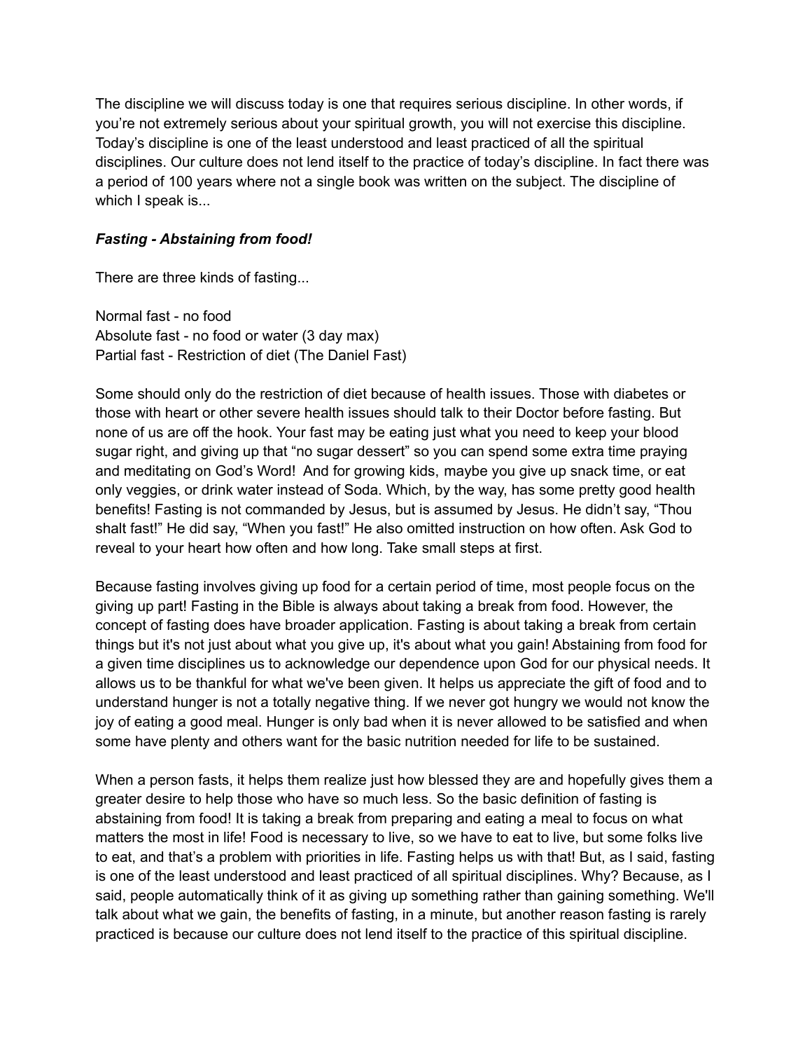The discipline we will discuss today is one that requires serious discipline. In other words, if you're not extremely serious about your spiritual growth, you will not exercise this discipline. Today's discipline is one of the least understood and least practiced of all the spiritual disciplines. Our culture does not lend itself to the practice of today's discipline. In fact there was a period of 100 years where not a single book was written on the subject. The discipline of which I speak is...

***Fasting - Abstaining from food!***

There are three kinds of fasting...

Normal fast - no food
Absolute fast - no food or water (3 day max)
Partial fast - Restriction of diet (The Daniel Fast)

Some should only do the restriction of diet because of health issues. Those with diabetes or those with heart or other severe health issues should talk to their Doctor before fasting. But none of us are off the hook. Your fast may be eating just what you need to keep your blood sugar right, and giving up that "no sugar dessert" so you can spend some extra time praying and meditating on God's Word! And for growing kids, maybe you give up snack time, or eat only veggies, or drink water instead of Soda. Which, by the way, has some pretty good health benefits! Fasting is not commanded by Jesus, but is assumed by Jesus. He didn't say, "Thou shalt fast!" He did say, "When you fast!" He also omitted instruction on how often. Ask God to reveal to your heart how often and how long. Take small steps at first.

Because fasting involves giving up food for a certain period of time, most people focus on the giving up part! Fasting in the Bible is always about taking a break from food. However, the concept of fasting does have broader application. Fasting is about taking a break from certain things but it's not just about what you give up, it's about what you gain! Abstaining from food for a given time disciplines us to acknowledge our dependence upon God for our physical needs. It allows us to be thankful for what we've been given. It helps us appreciate the gift of food and to understand hunger is not a totally negative thing. If we never got hungry we would not know the joy of eating a good meal. Hunger is only bad when it is never allowed to be satisfied and when some have plenty and others want for the basic nutrition needed for life to be sustained.

When a person fasts, it helps them realize just how blessed they are and hopefully gives them a greater desire to help those who have so much less. So the basic definition of fasting is abstaining from food! It is taking a break from preparing and eating a meal to focus on what matters the most in life! Food is necessary to live, so we have to eat to live, but some folks live to eat, and that's a problem with priorities in life. Fasting helps us with that! But, as I said, fasting is one of the least understood and least practiced of all spiritual disciplines. Why? Because, as I said, people automatically think of it as giving up something rather than gaining something. We'll talk about what we gain, the benefits of fasting, in a minute, but another reason fasting is rarely practiced is because our culture does not lend itself to the practice of this spiritual discipline.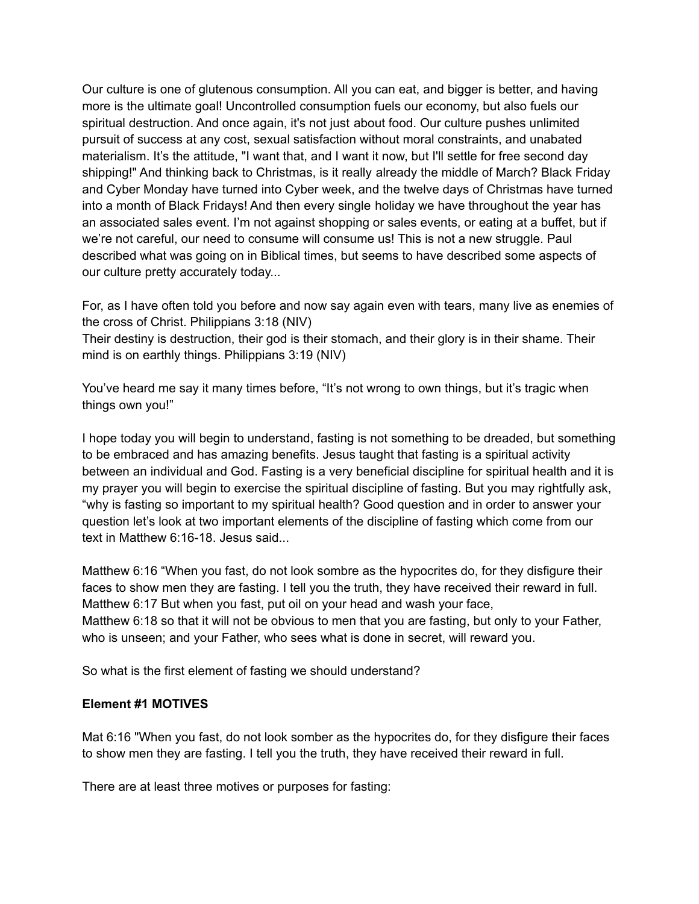Our culture is one of glutenous consumption. All you can eat, and bigger is better, and having more is the ultimate goal! Uncontrolled consumption fuels our economy, but also fuels our spiritual destruction. And once again, it's not just about food. Our culture pushes unlimited pursuit of success at any cost, sexual satisfaction without moral constraints, and unabated materialism. It's the attitude, "I want that, and I want it now, but I'll settle for free second day shipping!" And thinking back to Christmas, is it really already the middle of March? Black Friday and Cyber Monday have turned into Cyber week, and the twelve days of Christmas have turned into a month of Black Fridays! And then every single holiday we have throughout the year has an associated sales event. I'm not against shopping or sales events, or eating at a buffet, but if we're not careful, our need to consume will consume us! This is not a new struggle. Paul described what was going on in Biblical times, but seems to have described some aspects of our culture pretty accurately today...

For, as I have often told you before and now say again even with tears, many live as enemies of the cross of Christ. Philippians 3:18 (NIV)
Their destiny is destruction, their god is their stomach, and their glory is in their shame. Their mind is on earthly things. Philippians 3:19 (NIV)

You've heard me say it many times before, "It's not wrong to own things, but it's tragic when things own you!"

I hope today you will begin to understand, fasting is not something to be dreaded, but something to be embraced and has amazing benefits. Jesus taught that fasting is a spiritual activity between an individual and God. Fasting is a very beneficial discipline for spiritual health and it is my prayer you will begin to exercise the spiritual discipline of fasting. But you may rightfully ask, "why is fasting so important to my spiritual health? Good question and in order to answer your question let's look at two important elements of the discipline of fasting which come from our text in Matthew 6:16-18. Jesus said...

Matthew 6:16 "When you fast, do not look sombre as the hypocrites do, for they disfigure their faces to show men they are fasting. I tell you the truth, they have received their reward in full.
Matthew 6:17 But when you fast, put oil on your head and wash your face,
Matthew 6:18 so that it will not be obvious to men that you are fasting, but only to your Father, who is unseen; and your Father, who sees what is done in secret, will reward you.

So what is the first element of fasting we should understand?

**Element #1 MOTIVES**

Mat 6:16 "When you fast, do not look somber as the hypocrites do, for they disfigure their faces to show men they are fasting. I tell you the truth, they have received their reward in full.

There are at least three motives or purposes for fasting: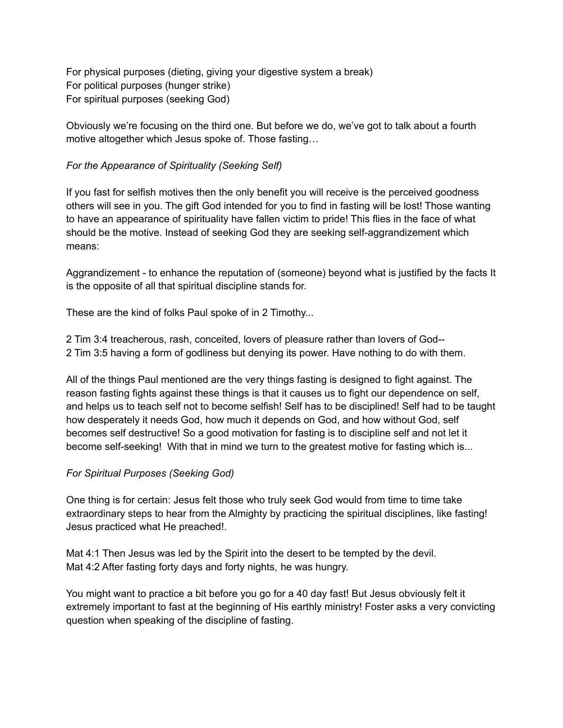For physical purposes (dieting, giving your digestive system a break)
For political purposes (hunger strike)
For spiritual purposes (seeking God)

Obviously we're focusing on the third one. But before we do, we've got to talk about a fourth motive altogether which Jesus spoke of. Those fasting…

*For the Appearance of Spirituality (Seeking Self)*

If you fast for selfish motives then the only benefit you will receive is the perceived goodness others will see in you. The gift God intended for you to find in fasting will be lost! Those wanting to have an appearance of spirituality have fallen victim to pride! This flies in the face of what should be the motive. Instead of seeking God they are seeking self-aggrandizement which means:

Aggrandizement - to enhance the reputation of (someone) beyond what is justified by the facts It is the opposite of all that spiritual discipline stands for.

These are the kind of folks Paul spoke of in 2 Timothy...

2 Tim 3:4 treacherous, rash, conceited, lovers of pleasure rather than lovers of God--
2 Tim 3:5 having a form of godliness but denying its power. Have nothing to do with them.

All of the things Paul mentioned are the very things fasting is designed to fight against. The reason fasting fights against these things is that it causes us to fight our dependence on self, and helps us to teach self not to become selfish! Self has to be disciplined! Self had to be taught how desperately it needs God, how much it depends on God, and how without God, self becomes self destructive! So a good motivation for fasting is to discipline self and not let it become self-seeking! With that in mind we turn to the greatest motive for fasting which is...

*For Spiritual Purposes (Seeking God)*

One thing is for certain: Jesus felt those who truly seek God would from time to time take extraordinary steps to hear from the Almighty by practicing the spiritual disciplines, like fasting! Jesus practiced what He preached!.

Mat 4:1 Then Jesus was led by the Spirit into the desert to be tempted by the devil.
Mat 4:2 After fasting forty days and forty nights, he was hungry.

You might want to practice a bit before you go for a 40 day fast! But Jesus obviously felt it extremely important to fast at the beginning of His earthly ministry! Foster asks a very convicting question when speaking of the discipline of fasting.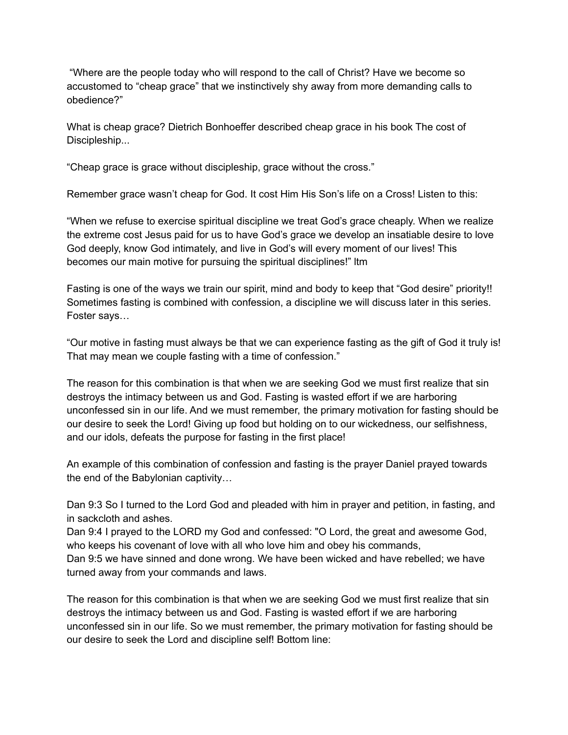"Where are the people today who will respond to the call of Christ? Have we become so accustomed to "cheap grace" that we instinctively shy away from more demanding calls to obedience?"

What is cheap grace? Dietrich Bonhoeffer described cheap grace in his book The cost of Discipleship...

"Cheap grace is grace without discipleship, grace without the cross."

Remember grace wasn't cheap for God. It cost Him His Son's life on a Cross! Listen to this:

"When we refuse to exercise spiritual discipline we treat God's grace cheaply. When we realize the extreme cost Jesus paid for us to have God's grace we develop an insatiable desire to love God deeply, know God intimately, and live in God's will every moment of our lives! This becomes our main motive for pursuing the spiritual disciplines!" ltm

Fasting is one of the ways we train our spirit, mind and body to keep that "God desire" priority!! Sometimes fasting is combined with confession, a discipline we will discuss later in this series. Foster says…

"Our motive in fasting must always be that we can experience fasting as the gift of God it truly is! That may mean we couple fasting with a time of confession."

The reason for this combination is that when we are seeking God we must first realize that sin destroys the intimacy between us and God. Fasting is wasted effort if we are harboring unconfessed sin in our life. And we must remember, the primary motivation for fasting should be our desire to seek the Lord! Giving up food but holding on to our wickedness, our selfishness, and our idols, defeats the purpose for fasting in the first place!

An example of this combination of confession and fasting is the prayer Daniel prayed towards the end of the Babylonian captivity…

Dan 9:3 So I turned to the Lord God and pleaded with him in prayer and petition, in fasting, and in sackcloth and ashes.
Dan 9:4 I prayed to the LORD my God and confessed: "O Lord, the great and awesome God, who keeps his covenant of love with all who love him and obey his commands,
Dan 9:5 we have sinned and done wrong. We have been wicked and have rebelled; we have turned away from your commands and laws.

The reason for this combination is that when we are seeking God we must first realize that sin destroys the intimacy between us and God. Fasting is wasted effort if we are harboring unconfessed sin in our life. So we must remember, the primary motivation for fasting should be our desire to seek the Lord and discipline self! Bottom line: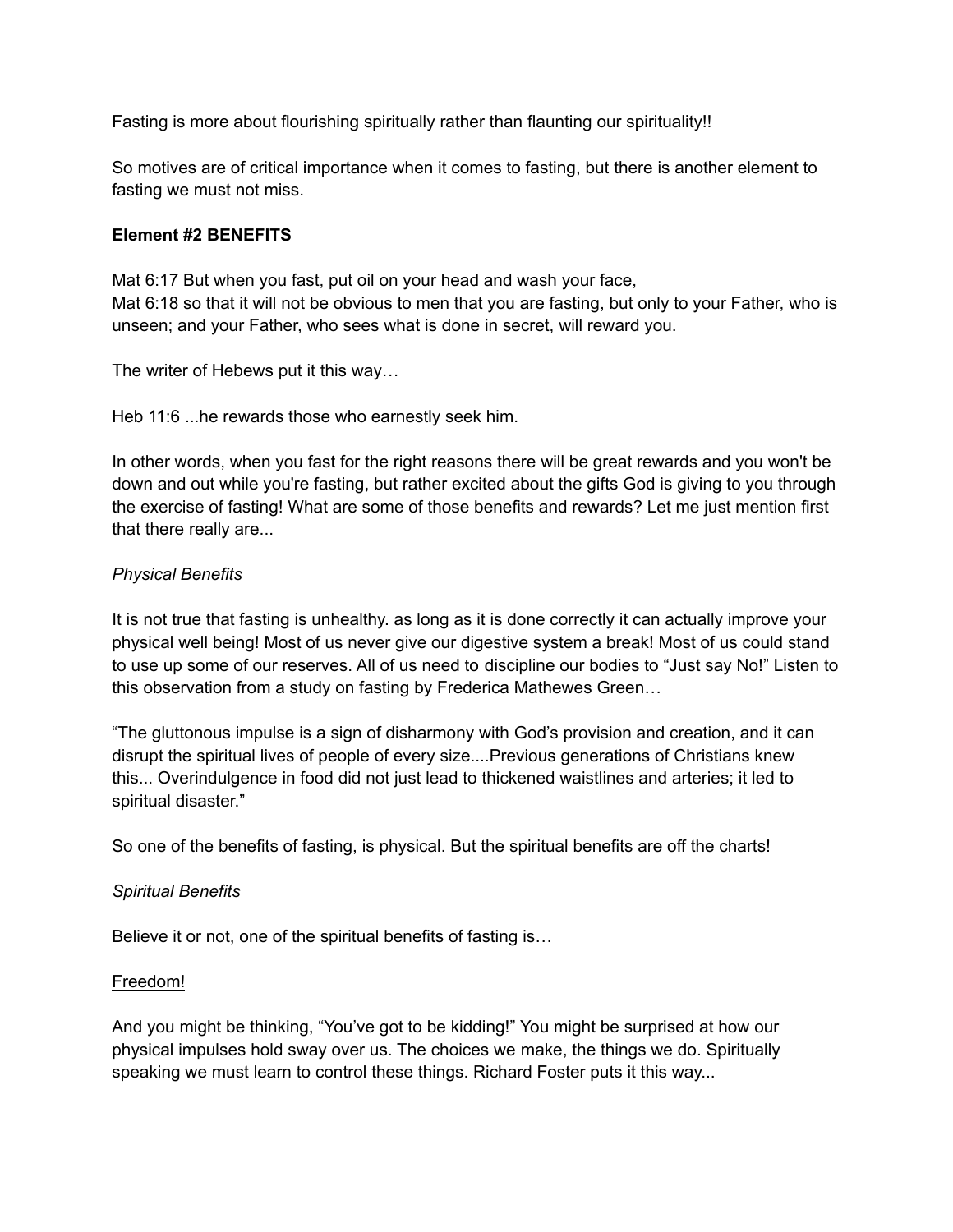Fasting is more about flourishing spiritually rather than flaunting our spirituality!!

So motives are of critical importance when it comes to fasting, but there is another element to fasting we must not miss.

**Element #2 BENEFITS**

Mat 6:17 But when you fast, put oil on your head and wash your face,
Mat 6:18 so that it will not be obvious to men that you are fasting, but only to your Father, who is unseen; and your Father, who sees what is done in secret, will reward you.

The writer of Hebews put it this way…

Heb 11:6 ...he rewards those who earnestly seek him.

In other words, when you fast for the right reasons there will be great rewards and you won't be down and out while you're fasting, but rather excited about the gifts God is giving to you through the exercise of fasting! What are some of those benefits and rewards? Let me just mention first that there really are...

*Physical Benefits*

It is not true that fasting is unhealthy. as long as it is done correctly it can actually improve your physical well being! Most of us never give our digestive system a break! Most of us could stand to use up some of our reserves. All of us need to discipline our bodies to “Just say No!” Listen to this observation from a study on fasting by Frederica Mathewes Green…

“The gluttonous impulse is a sign of disharmony with God’s provision and creation, and it can disrupt the spiritual lives of people of every size....Previous generations of Christians knew this... Overindulgence in food did not just lead to thickened waistlines and arteries; it led to spiritual disaster.”

So one of the benefits of fasting, is physical. But the spiritual benefits are off the charts!

*Spiritual Benefits*

Believe it or not, one of the spiritual benefits of fasting is…

<u>Freedom!</u>

And you might be thinking, “You’ve got to be kidding!” You might be surprised at how our physical impulses hold sway over us. The choices we make, the things we do. Spiritually speaking we must learn to control these things. Richard Foster puts it this way...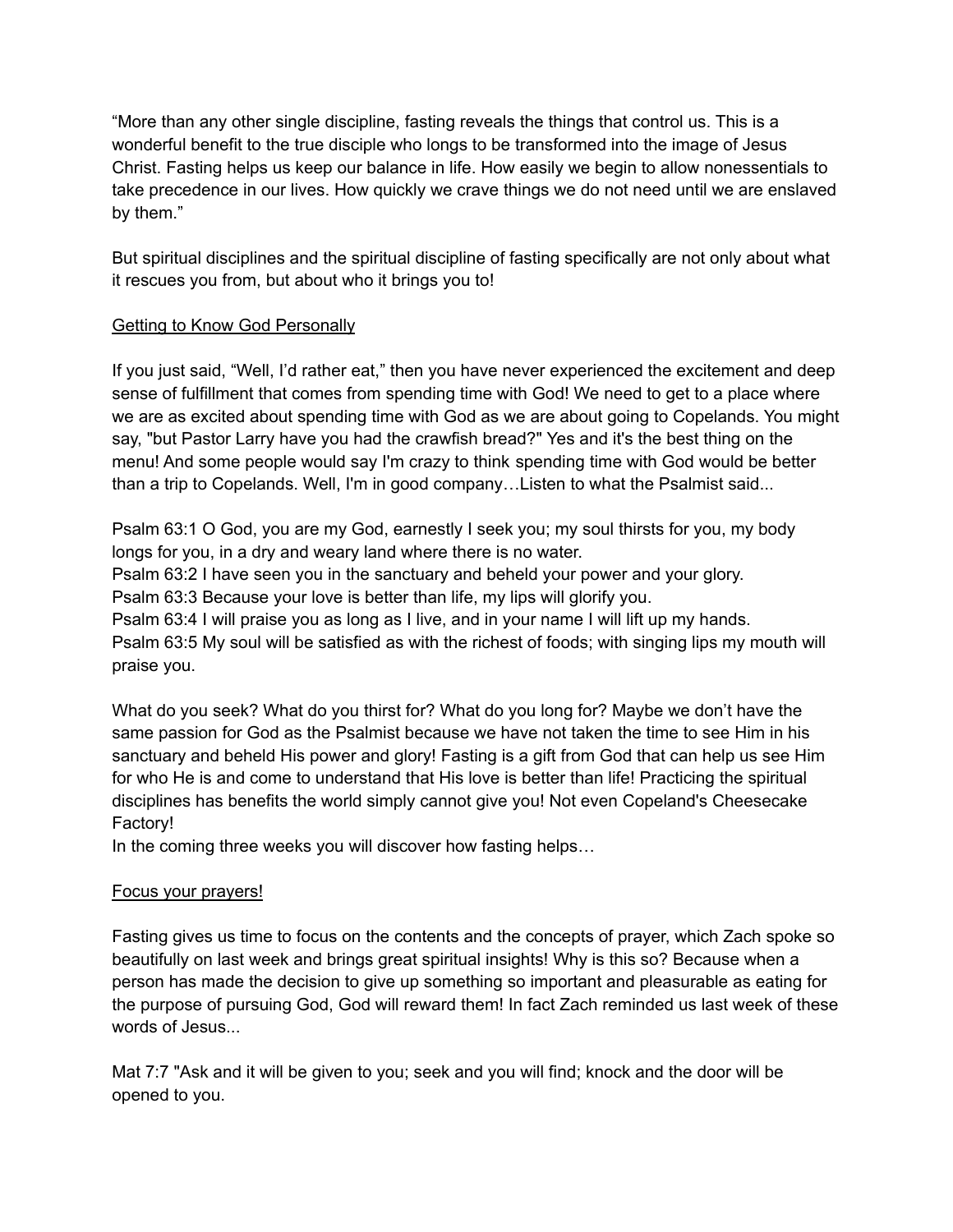“More than any other single discipline, fasting reveals the things that control us. This is a wonderful benefit to the true disciple who longs to be transformed into the image of Jesus Christ. Fasting helps us keep our balance in life. How easily we begin to allow nonessentials to take precedence in our lives. How quickly we crave things we do not need until we are enslaved by them.”

But spiritual disciplines and the spiritual discipline of fasting specifically are not only about what it rescues you from, but about who it brings you to!

<u>Getting to Know God Personally</u>

If you just said, “Well, I’d rather eat,” then you have never experienced the excitement and deep sense of fulfillment that comes from spending time with God! We need to get to a place where we are as excited about spending time with God as we are about going to Copelands. You might say, "but Pastor Larry have you had the crawfish bread?" Yes and it's the best thing on the menu! And some people would say I'm crazy to think spending time with God would be better than a trip to Copelands. Well, I'm in good company…Listen to what the Psalmist said...

Psalm 63:1 O God, you are my God, earnestly I seek you; my soul thirsts for you, my body longs for you, in a dry and weary land where there is no water.
Psalm 63:2 I have seen you in the sanctuary and beheld your power and your glory.
Psalm 63:3 Because your love is better than life, my lips will glorify you.
Psalm 63:4 I will praise you as long as I live, and in your name I will lift up my hands.
Psalm 63:5 My soul will be satisfied as with the richest of foods; with singing lips my mouth will praise you.

What do you seek? What do you thirst for? What do you long for? Maybe we don’t have the same passion for God as the Psalmist because we have not taken the time to see Him in his sanctuary and beheld His power and glory! Fasting is a gift from God that can help us see Him for who He is and come to understand that His love is better than life! Practicing the spiritual disciplines has benefits the world simply cannot give you! Not even Copeland's Cheesecake Factory!
In the coming three weeks you will discover how fasting helps…

<u>Focus your prayers!</u>

Fasting gives us time to focus on the contents and the concepts of prayer, which Zach spoke so beautifully on last week and brings great spiritual insights! Why is this so? Because when a person has made the decision to give up something so important and pleasurable as eating for the purpose of pursuing God, God will reward them! In fact Zach reminded us last week of these words of Jesus...

Mat 7:7 "Ask and it will be given to you; seek and you will find; knock and the door will be opened to you.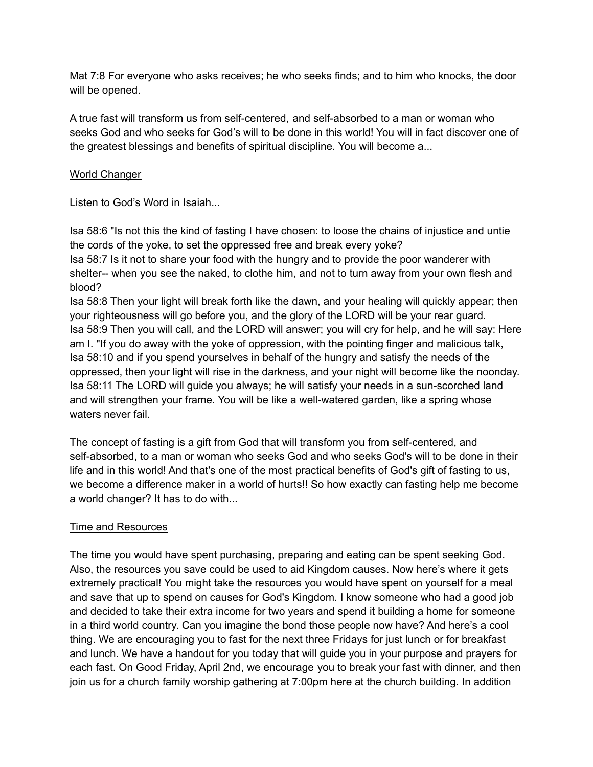Mat 7:8 For everyone who asks receives; he who seeks finds; and to him who knocks, the door will be opened.

A true fast will transform us from self-centered, and self-absorbed to a man or woman who seeks God and who seeks for God's will to be done in this world! You will in fact discover one of the greatest blessings and benefits of spiritual discipline. You will become a...

<u>World Changer</u>

Listen to God's Word in Isaiah...

Isa 58:6 "Is not this the kind of fasting I have chosen: to loose the chains of injustice and untie the cords of the yoke, to set the oppressed free and break every yoke?
Isa 58:7 Is it not to share your food with the hungry and to provide the poor wanderer with shelter-- when you see the naked, to clothe him, and not to turn away from your own flesh and blood?
Isa 58:8 Then your light will break forth like the dawn, and your healing will quickly appear; then your righteousness will go before you, and the glory of the LORD will be your rear guard.
Isa 58:9 Then you will call, and the LORD will answer; you will cry for help, and he will say: Here am I. "If you do away with the yoke of oppression, with the pointing finger and malicious talk,
Isa 58:10 and if you spend yourselves in behalf of the hungry and satisfy the needs of the oppressed, then your light will rise in the darkness, and your night will become like the noonday.
Isa 58:11 The LORD will guide you always; he will satisfy your needs in a sun-scorched land and will strengthen your frame. You will be like a well-watered garden, like a spring whose waters never fail.

The concept of fasting is a gift from God that will transform you from self-centered, and self-absorbed, to a man or woman who seeks God and who seeks God's will to be done in their life and in this world! And that's one of the most practical benefits of God's gift of fasting to us, we become a difference maker in a world of hurts!! So how exactly can fasting help me become a world changer? It has to do with...

<u>Time and Resources</u>

The time you would have spent purchasing, preparing and eating can be spent seeking God. Also, the resources you save could be used to aid Kingdom causes. Now here's where it gets extremely practical! You might take the resources you would have spent on yourself for a meal and save that up to spend on causes for God's Kingdom. I know someone who had a good job and decided to take their extra income for two years and spend it building a home for someone in a third world country. Can you imagine the bond those people now have? And here's a cool thing. We are encouraging you to fast for the next three Fridays for just lunch or for breakfast and lunch. We have a handout for you today that will guide you in your purpose and prayers for each fast. On Good Friday, April 2nd, we encourage you to break your fast with dinner, and then join us for a church family worship gathering at 7:00pm here at the church building. In addition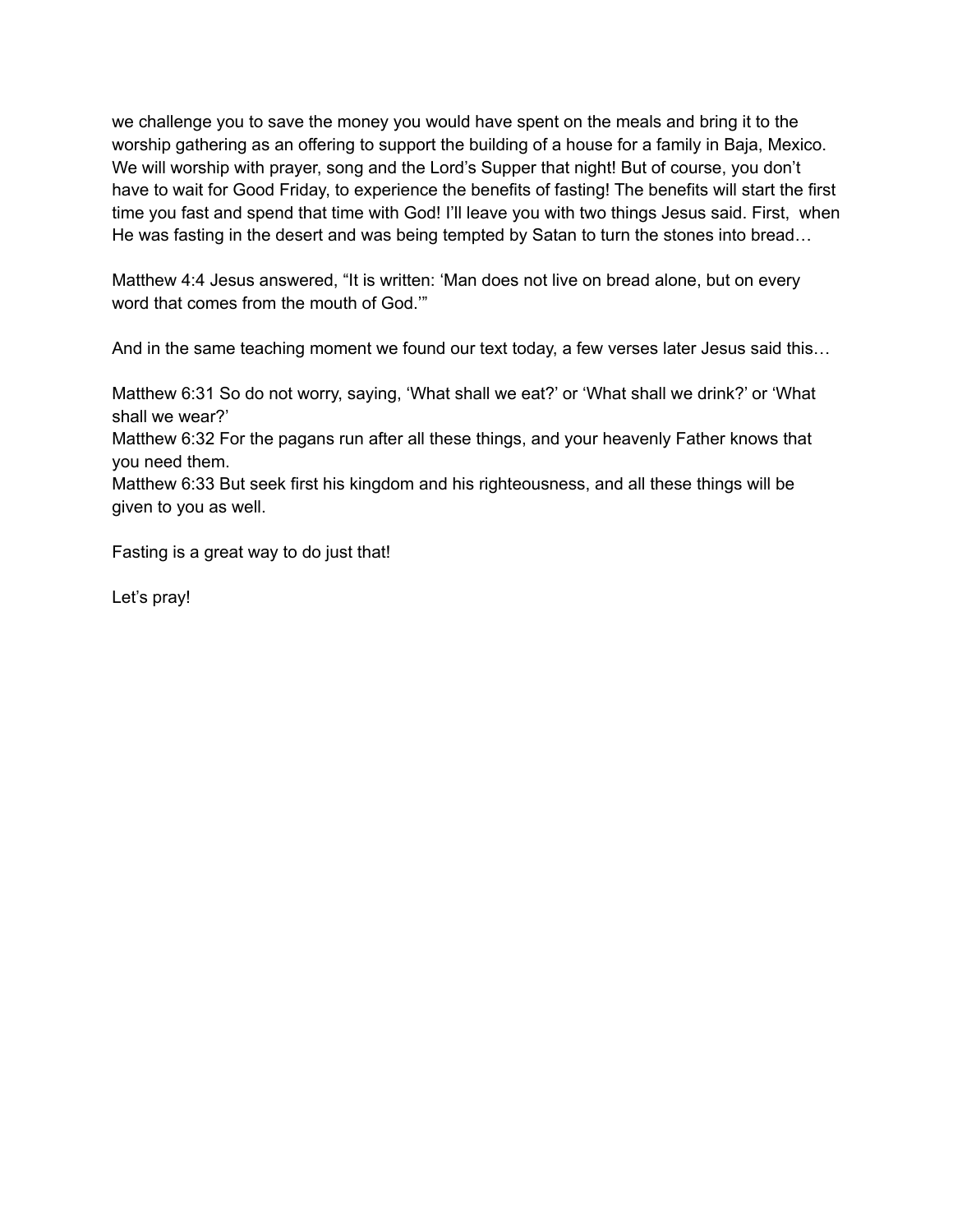we challenge you to save the money you would have spent on the meals and bring it to the worship gathering as an offering to support the building of a house for a family in Baja, Mexico. We will worship with prayer, song and the Lord's Supper that night! But of course, you don't have to wait for Good Friday, to experience the benefits of fasting! The benefits will start the first time you fast and spend that time with God! I'll leave you with two things Jesus said. First, when He was fasting in the desert and was being tempted by Satan to turn the stones into bread…

Matthew 4:4 Jesus answered, "It is written: 'Man does not live on bread alone, but on every word that comes from the mouth of God.'"

And in the same teaching moment we found our text today, a few verses later Jesus said this…

Matthew 6:31 So do not worry, saying, 'What shall we eat?' or 'What shall we drink?' or 'What shall we wear?'
Matthew 6:32 For the pagans run after all these things, and your heavenly Father knows that you need them.
Matthew 6:33 But seek first his kingdom and his righteousness, and all these things will be given to you as well.

Fasting is a great way to do just that!

Let's pray!